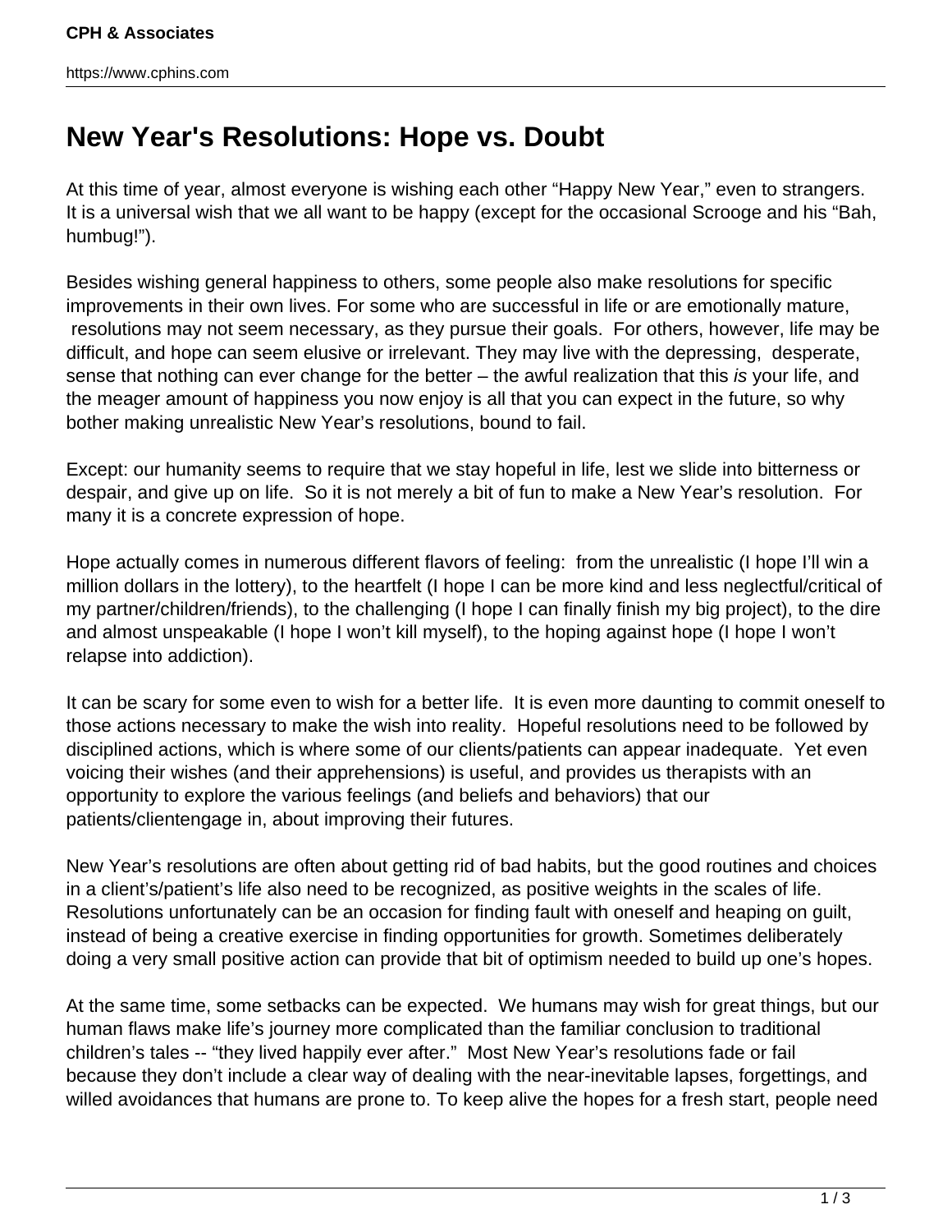# New Year's Resolutions: Hope vs. Doubt

At this time of year, almost everyone is wishing each other “Happy New Year,” even to strangers. It is a universal wish that we all want to be happy (except for the occasional Scrooge and his “Bah, humbug!”).

Besides wishing general happiness to others, some people also make resolutions for specific improvements in their own lives. For some who are successful in life or are emotionally mature, resolutions may not seem necessary, as they pursue their goals. For others, however, life may be difficult, and hope can seem elusive or irrelevant. They may live with the depressing, desperate, sense that nothing can ever change for the better – the awful realization that this *is* your life, and the meager amount of happiness you now enjoy is all that you can expect in the future, so why bother making unrealistic New Year’s resolutions, bound to fail.

Except: our humanity seems to require that we stay hopeful in life, lest we slide into bitterness or despair, and give up on life. So it is not merely a bit of fun to make a New Year’s resolution. For many it is a concrete expression of hope.

Hope actually comes in numerous different flavors of feeling: from the unrealistic (I hope I’ll win a million dollars in the lottery), to the heartfelt (I hope I can be more kind and less neglectful/critical of my partner/children/friends), to the challenging (I hope I can finally finish my big project), to the dire and almost unspeakable (I hope I won’t kill myself), to the hoping against hope (I hope I won’t relapse into addiction).

It can be scary for some even to wish for a better life. It is even more daunting to commit oneself to those actions necessary to make the wish into reality. Hopeful resolutions need to be followed by disciplined actions, which is where some of our clients/patients can appear inadequate. Yet even voicing their wishes (and their apprehensions) is useful, and provides us therapists with an opportunity to explore the various feelings (and beliefs and behaviors) that our patients/clientengage in, about improving their futures.

New Year’s resolutions are often about getting rid of bad habits, but the good routines and choices in a client’s/patient’s life also need to be recognized, as positive weights in the scales of life. Resolutions unfortunately can be an occasion for finding fault with oneself and heaping on guilt, instead of being a creative exercise in finding opportunities for growth. Sometimes deliberately doing a very small positive action can provide that bit of optimism needed to build up one’s hopes.

At the same time, some setbacks can be expected. We humans may wish for great things, but our human flaws make life’s journey more complicated than the familiar conclusion to traditional children’s tales -- “they lived happily ever after.” Most New Year’s resolutions fade or fail because they don’t include a clear way of dealing with the near-inevitable lapses, forgettings, and willed avoidances that humans are prone to. To keep alive the hopes for a fresh start, people need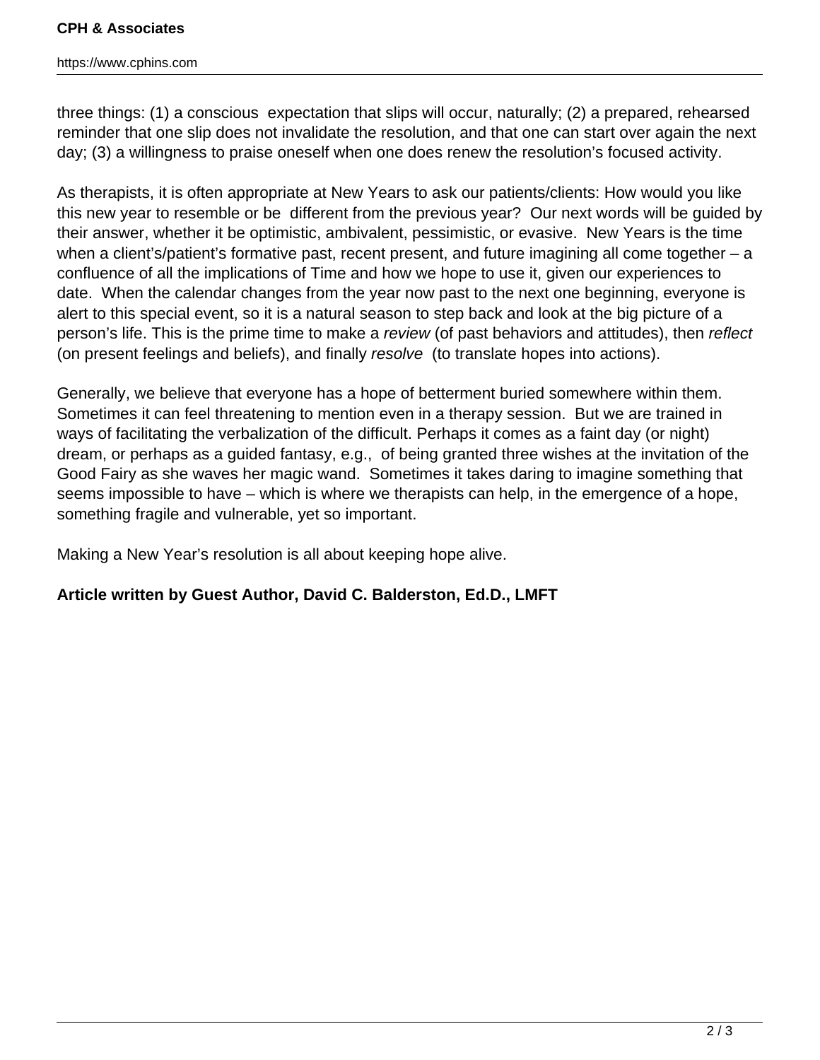three things: (1) a conscious expectation that slips will occur, naturally; (2) a prepared, rehearsed reminder that one slip does not invalidate the resolution, and that one can start over again the next day; (3) a willingness to praise oneself when one does renew the resolution's focused activity.

As therapists, it is often appropriate at New Years to ask our patients/clients: How would you like this new year to resemble or be different from the previous year? Our next words will be guided by their answer, whether it be optimistic, ambivalent, pessimistic, or evasive. New Years is the time when a client's/patient's formative past, recent present, and future imagining all come together – a confluence of all the implications of Time and how we hope to use it, given our experiences to date. When the calendar changes from the year now past to the next one beginning, everyone is alert to this special event, so it is a natural season to step back and look at the big picture of a person's life. This is the prime time to make a *review* (of past behaviors and attitudes), then *reflect* (on present feelings and beliefs), and finally *resolve* (to translate hopes into actions).

Generally, we believe that everyone has a hope of betterment buried somewhere within them. Sometimes it can feel threatening to mention even in a therapy session. But we are trained in ways of facilitating the verbalization of the difficult. Perhaps it comes as a faint day (or night) dream, or perhaps as a guided fantasy, e.g., of being granted three wishes at the invitation of the Good Fairy as she waves her magic wand. Sometimes it takes daring to imagine something that seems impossible to have – which is where we therapists can help, in the emergence of a hope, something fragile and vulnerable, yet so important.

Making a New Year's resolution is all about keeping hope alive.

**Article written by Guest Author, David C. Balderston, Ed.D., LMFT**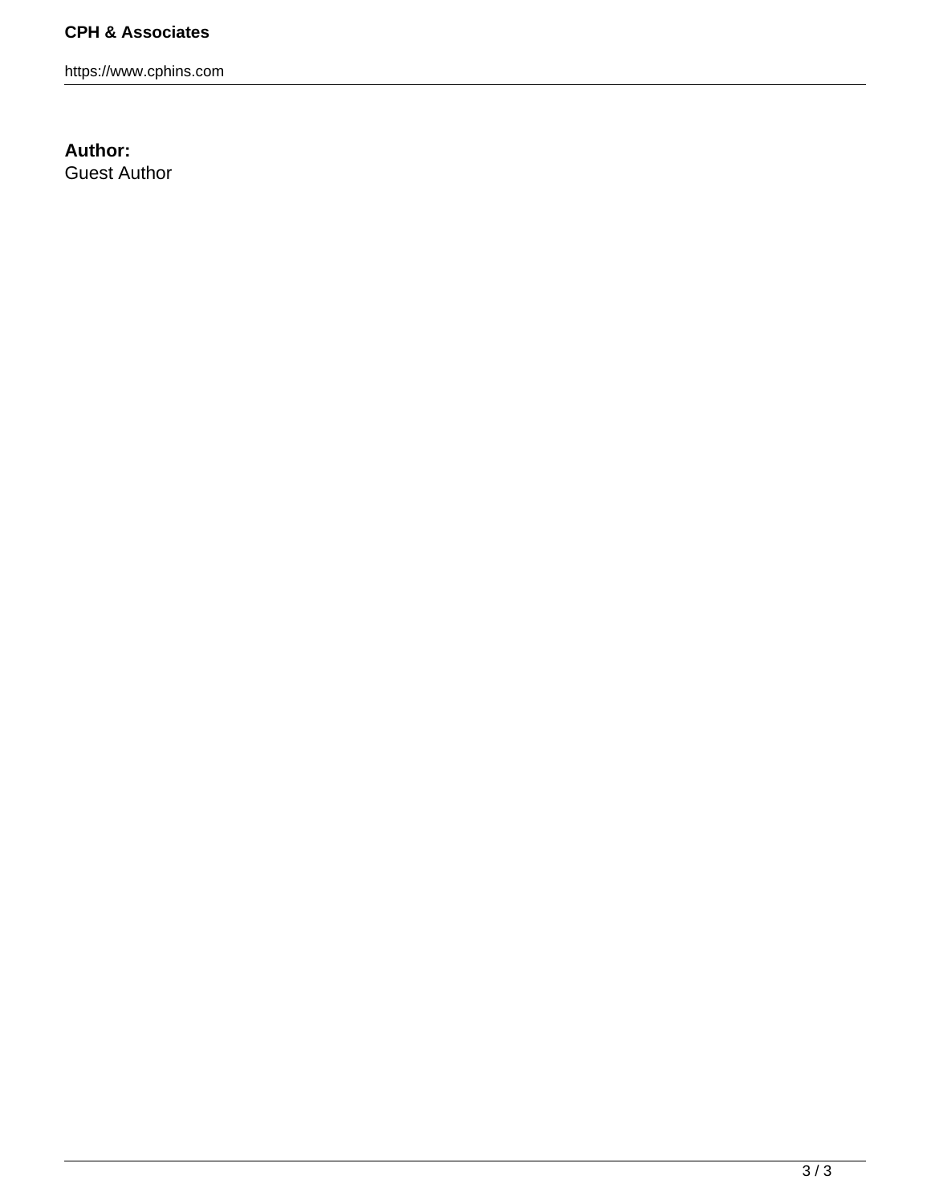**Author:**
Guest Author